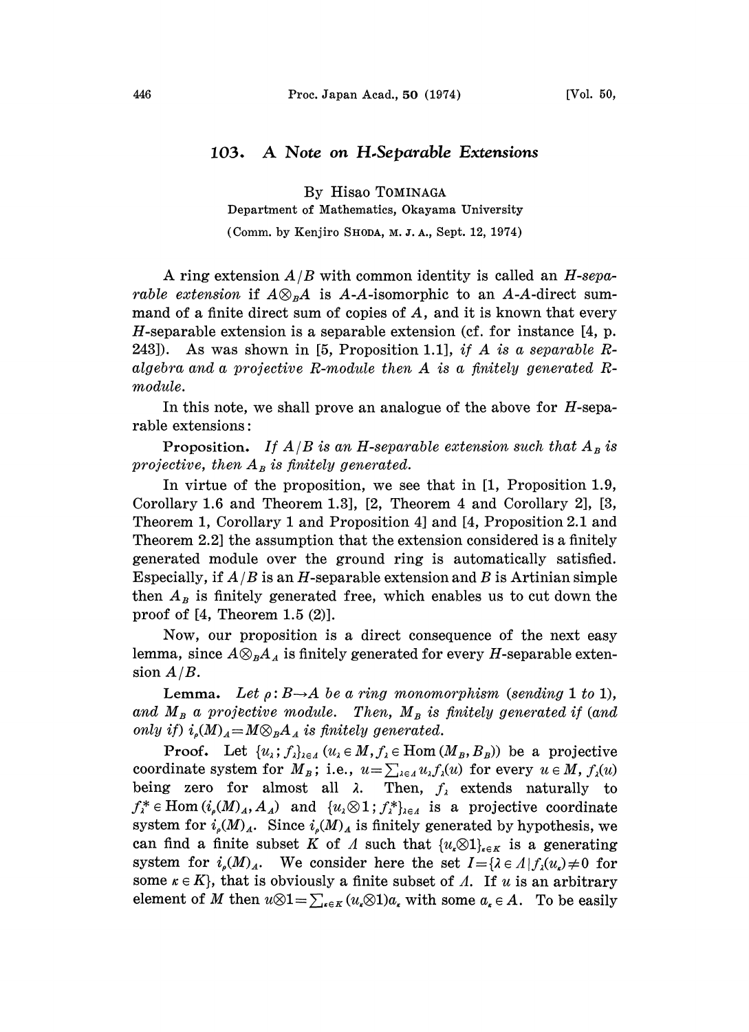# 103. A Note on H-Separable Extensions

By Hisao TOMINAGA

Department of Mathematics, Okayama University

(Comm. by Kenjiro SHODA, M. J. A., Sept. 12, 1974)

A ring extension $A/B$ with common identity is called an *H-separable extension* if $A \otimes_B A$ is $A$-$A$-isomorphic to an $A$-$A$-direct summand of a finite direct sum of copies of $A$, and it is known that every $H$-separable extension is a separable extension (cf. for instance [4, p. 243]). As was shown in [5, Proposition 1.1], *if A is a separable R-algebra and a projective R-module then A is a finitely generated R-module.*

In this note, we shall prove an analogue of the above for $H$-separable extensions:

**Proposition.** *If $A/B$ is an H-separable extension such that $A_B$ is projective, then $A_B$ is finitely generated.*

In virtue of the proposition, we see that in [1, Proposition 1.9, Corollary 1.6 and Theorem 1.3], [2, Theorem 4 and Corollary 2], [3, Theorem 1, Corollary 1 and Proposition 4] and [4, Proposition 2.1 and Theorem 2.2] the assumption that the extension considered is a finitely generated module over the ground ring is automatically satisfied. Especially, if $A/B$ is an $H$-separable extension and $B$ is Artinian simple then $A_B$ is finitely generated free, which enables us to cut down the proof of [4, Theorem 1.5 (2)].

Now, our proposition is a direct consequence of the next easy lemma, since $A \otimes_B A_A$ is finitely generated for every $H$-separable extension $A/B$.

**Lemma.** *Let $\rho: B \to A$ be a ring monomorphism (sending 1 to 1), and $M_B$ a projective module. Then, $M_B$ is finitely generated if (and only if) $i_\rho(M)_A = M \otimes_B A_A$ is finitely generated.*

*Proof.* Let $\{u_\lambda; f_\lambda\}_{\lambda \in \Lambda}$ ($u_\lambda \in M, f_\lambda \in \mathrm{Hom}(M_B, B_B)$) be a projective coordinate system for $M_B$; i.e., $u = \sum_{\lambda \in \Lambda} u_\lambda f_\lambda(u)$ for every $u \in M$, $f_\lambda(u)$ being zero for almost all $\lambda$. Then, $f_\lambda$ extends naturally to $f_\lambda^* \in \mathrm{Hom}(i_\rho(M)_A, A_A)$ and $\{u_\lambda \otimes 1; f_\lambda^*\}_{\lambda \in \Lambda}$ is a projective coordinate system for $i_\rho(M)_A$. Since $i_\rho(M)_A$ is finitely generated by hypothesis, we can find a finite subset $K$ of $\Lambda$ such that $\{u_\kappa \otimes 1\}_{\kappa \in K}$ is a generating system for $i_\rho(M)_A$. We consider here the set $I = \{\lambda \in \Lambda \mid f_\lambda(u_\kappa) \neq 0$ for some $\kappa \in K\}$, that is obviously a finite subset of $\Lambda$. If $u$ is an arbitrary element of $M$ then $u \otimes 1 = \sum_{\kappa \in K} (u_\kappa \otimes 1) a_\kappa$ with some $a_\kappa \in A$. To be easily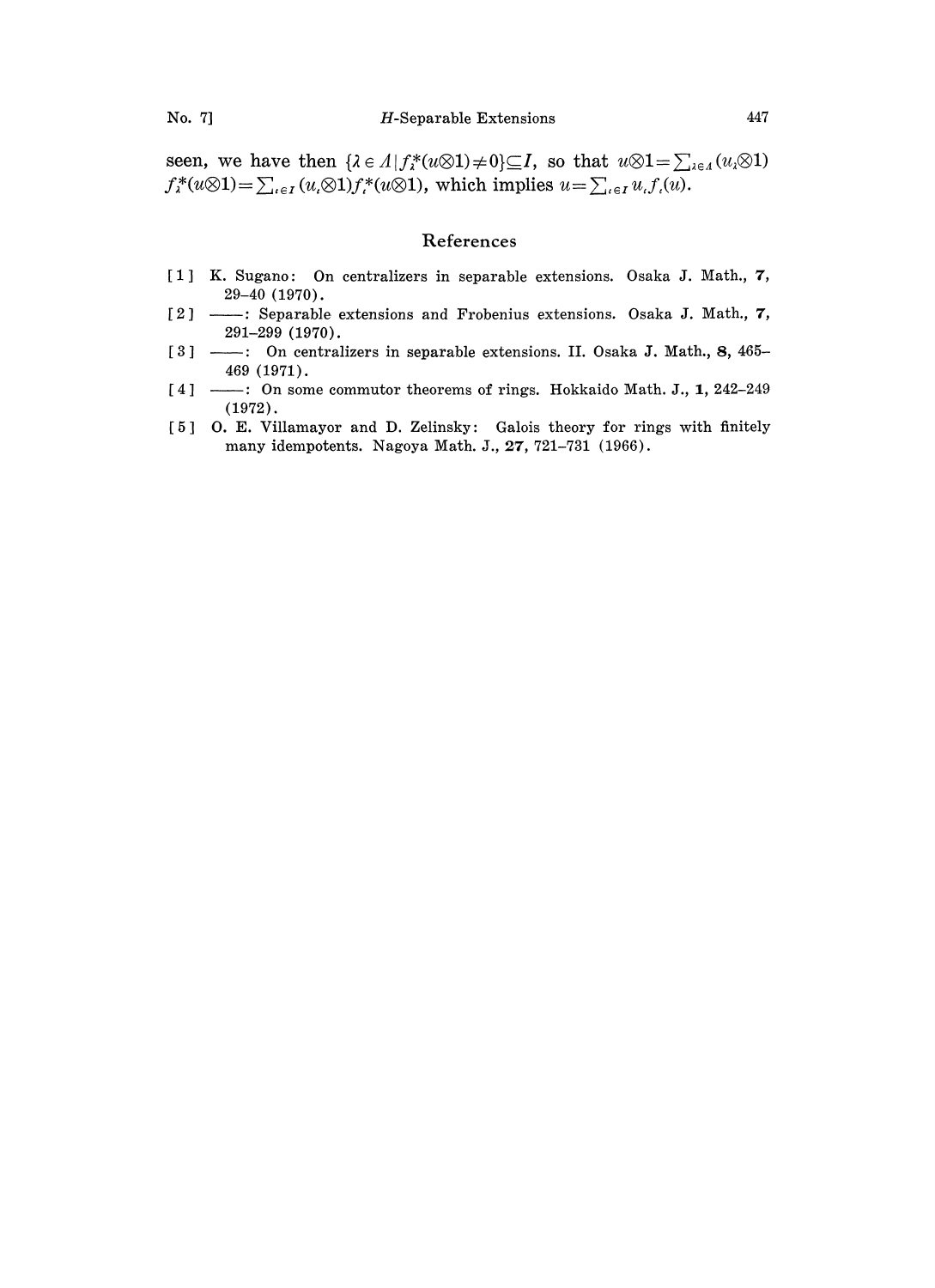seen, we have then $\{\lambda \in \Lambda \mid f_\lambda^*(u\otimes 1)\neq 0\}\subseteq I$, so that $u\otimes 1=\sum_{\lambda\in\Lambda}(u_\lambda\otimes 1)f_\lambda^*(u\otimes 1)=\sum_{\iota\in I}(u_\iota\otimes 1)f_\iota^*(u\otimes 1)$, which implies $u=\sum_{\iota\in I}u_\iota f_\iota(u)$.

## References

[1] K. Sugano: On centralizers in separable extensions. Osaka J. Math., **7**, 29–40 (1970).

[2] ——: Separable extensions and Frobenius extensions. Osaka J. Math., **7**, 291–299 (1970).

[3] ——: On centralizers in separable extensions. II. Osaka J. Math., **8**, 465–469 (1971).

[4] ——: On some commutor theorems of rings. Hokkaido Math. J., **1**, 242–249 (1972).

[5] O. E. Villamayor and D. Zelinsky: Galois theory for rings with finitely many idempotents. Nagoya Math. J., **27**, 721–731 (1966).